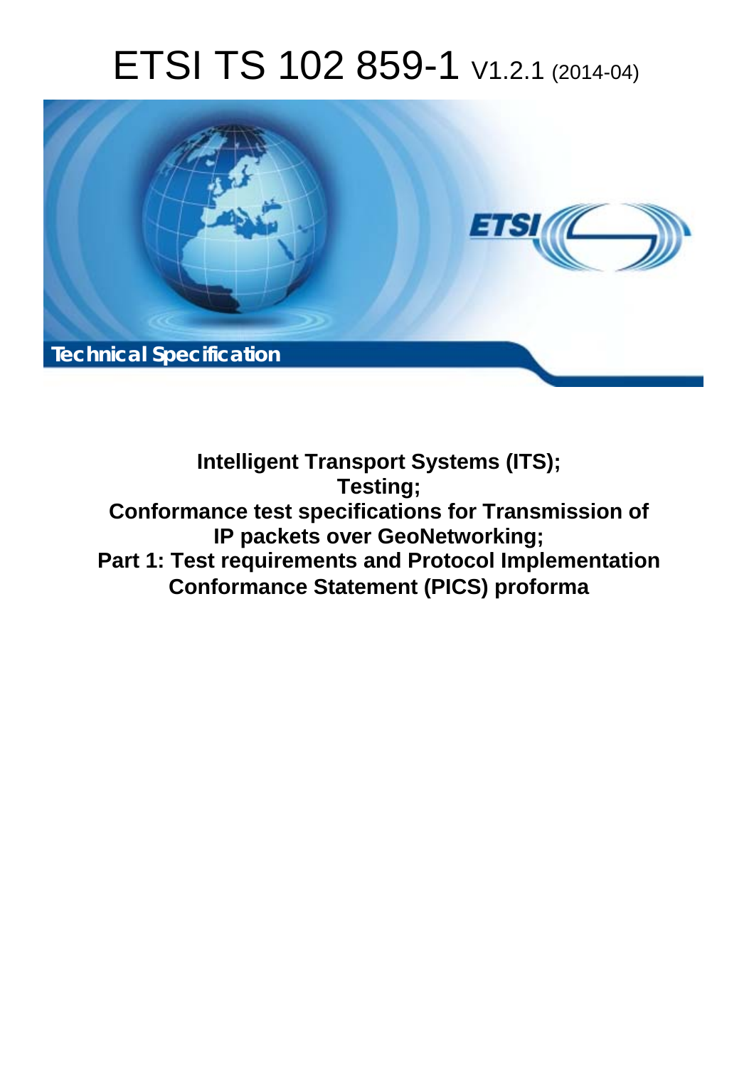# ETSI TS 102 859-1 V1.2.1 (2014-04)

Technical Specification

**Intelligent Transport Systems (ITS);**
**Testing;**
**Conformance test specifications for Transmission of IP packets over GeoNetworking;**
**Part 1: Test requirements and Protocol Implementation Conformance Statement (PICS) proforma**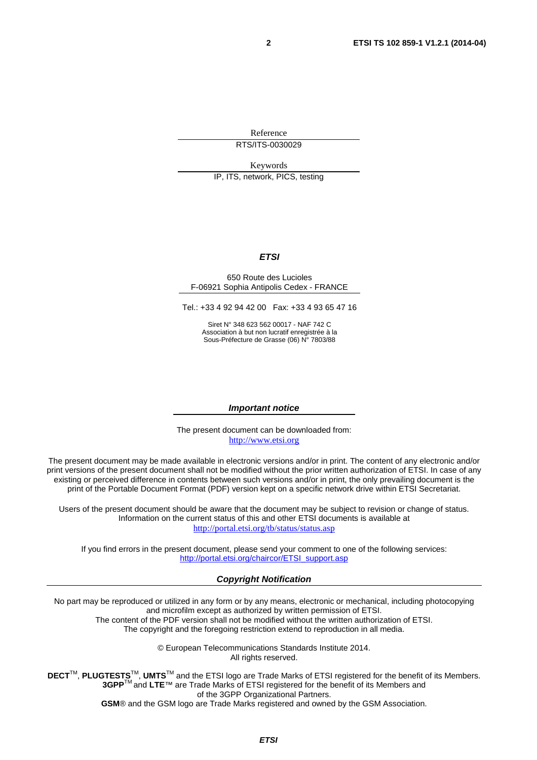Reference

RTS/ITS-0030029

Keywords

IP, ITS, network, PICS, testing

***ETSI***

650 Route des Lucioles
F-06921 Sophia Antipolis Cedex - FRANCE

Tel.: +33 4 92 94 42 00 Fax: +33 4 93 65 47 16

Siret N° 348 623 562 00017 - NAF 742 C
Association à but non lucratif enregistrée à la
Sous-Préfecture de Grasse (06) N° 7803/88

***Important notice***

The present document can be downloaded from:
http://www.etsi.org

The present document may be made available in electronic versions and/or in print. The content of any electronic and/or print versions of the present document shall not be modified without the prior written authorization of ETSI. In case of any existing or perceived difference in contents between such versions and/or in print, the only prevailing document is the print of the Portable Document Format (PDF) version kept on a specific network drive within ETSI Secretariat.

Users of the present document should be aware that the document may be subject to revision or change of status. Information on the current status of this and other ETSI documents is available at
http://portal.etsi.org/tb/status/status.asp

If you find errors in the present document, please send your comment to one of the following services:
http://portal.etsi.org/chaircor/ETSI_support.asp

***Copyright Notification***

No part may be reproduced or utilized in any form or by any means, electronic or mechanical, including photocopying and microfilm except as authorized by written permission of ETSI.
The content of the PDF version shall not be modified without the written authorization of ETSI.
The copyright and the foregoing restriction extend to reproduction in all media.

© European Telecommunications Standards Institute 2014.
All rights reserved.

**DECT**TM, **PLUGTESTS**TM, **UMTS**TM and the ETSI logo are Trade Marks of ETSI registered for the benefit of its Members.
**3GPP**TM and **LTE**™ are Trade Marks of ETSI registered for the benefit of its Members and of the 3GPP Organizational Partners.
**GSM**® and the GSM logo are Trade Marks registered and owned by the GSM Association.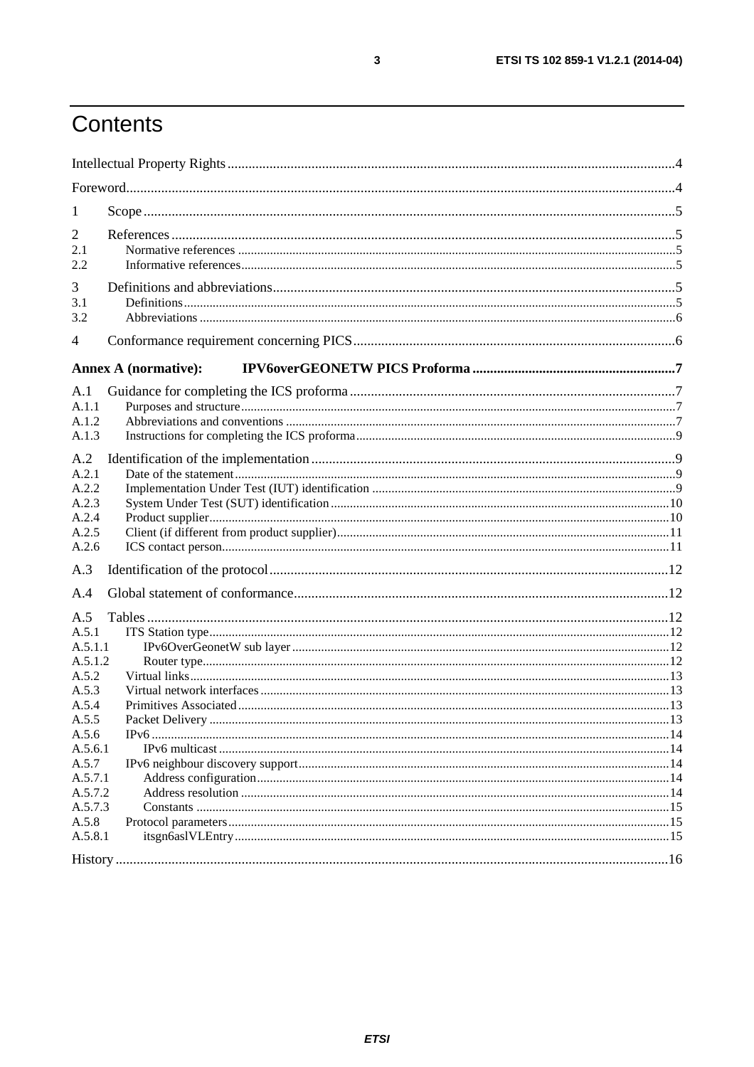# Contents

Intellectual Property Rights ....... 4

Foreword ....... 4

1 Scope ....... 5

2 References ....... 5

2.1 Normative references ....... 5

2.2 Informative references ....... 5

3 Definitions and abbreviations ....... 5

3.1 Definitions ....... 5

3.2 Abbreviations ....... 6

4 Conformance requirement concerning PICS ....... 6

**Annex A (normative): IPV6overGEONETW PICS Proforma ....... 7**

A.1 Guidance for completing the ICS proforma ....... 7

A.1.1 Purposes and structure ....... 7

A.1.2 Abbreviations and conventions ....... 7

A.1.3 Instructions for completing the ICS proforma ....... 9

A.2 Identification of the implementation ....... 9

A.2.1 Date of the statement ....... 9

A.2.2 Implementation Under Test (IUT) identification ....... 9

A.2.3 System Under Test (SUT) identification ....... 10

A.2.4 Product supplier ....... 10

A.2.5 Client (if different from product supplier) ....... 11

A.2.6 ICS contact person ....... 11

A.3 Identification of the protocol ....... 12

A.4 Global statement of conformance ....... 12

A.5 Tables ....... 12

A.5.1 ITS Station type ....... 12

A.5.1.1 IPv6OverGeonetW sub layer ....... 12

A.5.1.2 Router type ....... 12

A.5.2 Virtual links ....... 13

A.5.3 Virtual network interfaces ....... 13

A.5.4 Primitives Associated ....... 13

A.5.5 Packet Delivery ....... 13

A.5.6 IPv6 ....... 14

A.5.6.1 IPv6 multicast ....... 14

A.5.7 IPv6 neighbour discovery support ....... 14

A.5.7.1 Address configuration ....... 14

A.5.7.2 Address resolution ....... 14

A.5.7.3 Constants ....... 15

A.5.8 Protocol parameters ....... 15

A.5.8.1 itsgn6aslVLEntry ....... 15

History ....... 16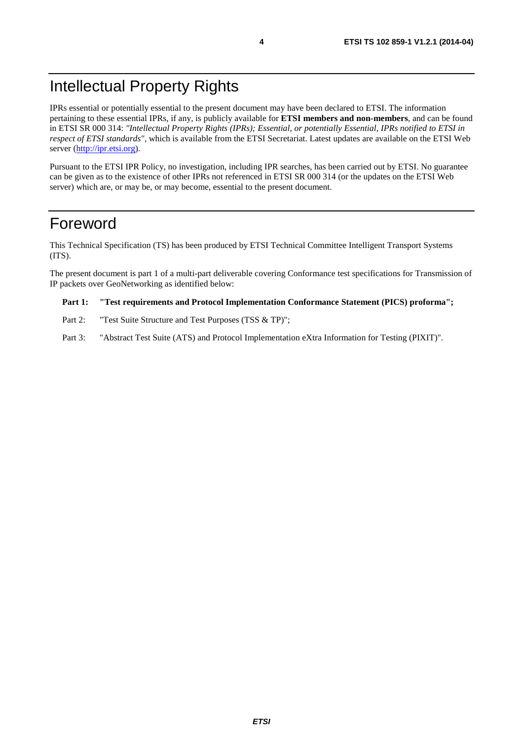# Intellectual Property Rights

IPRs essential or potentially essential to the present document may have been declared to ETSI. The information pertaining to these essential IPRs, if any, is publicly available for **ETSI members and non-members**, and can be found in ETSI SR 000 314: *"Intellectual Property Rights (IPRs); Essential, or potentially Essential, IPRs notified to ETSI in respect of ETSI standards"*, which is available from the ETSI Secretariat. Latest updates are available on the ETSI Web server (http://ipr.etsi.org).

Pursuant to the ETSI IPR Policy, no investigation, including IPR searches, has been carried out by ETSI. No guarantee can be given as to the existence of other IPRs not referenced in ETSI SR 000 314 (or the updates on the ETSI Web server) which are, or may be, or may become, essential to the present document.

# Foreword

This Technical Specification (TS) has been produced by ETSI Technical Committee Intelligent Transport Systems (ITS).

The present document is part 1 of a multi-part deliverable covering Conformance test specifications for Transmission of IP packets over GeoNetworking as identified below:

**Part 1: "Test requirements and Protocol Implementation Conformance Statement (PICS) proforma";**

Part 2: "Test Suite Structure and Test Purposes (TSS & TP)";

Part 3: "Abstract Test Suite (ATS) and Protocol Implementation eXtra Information for Testing (PIXIT)".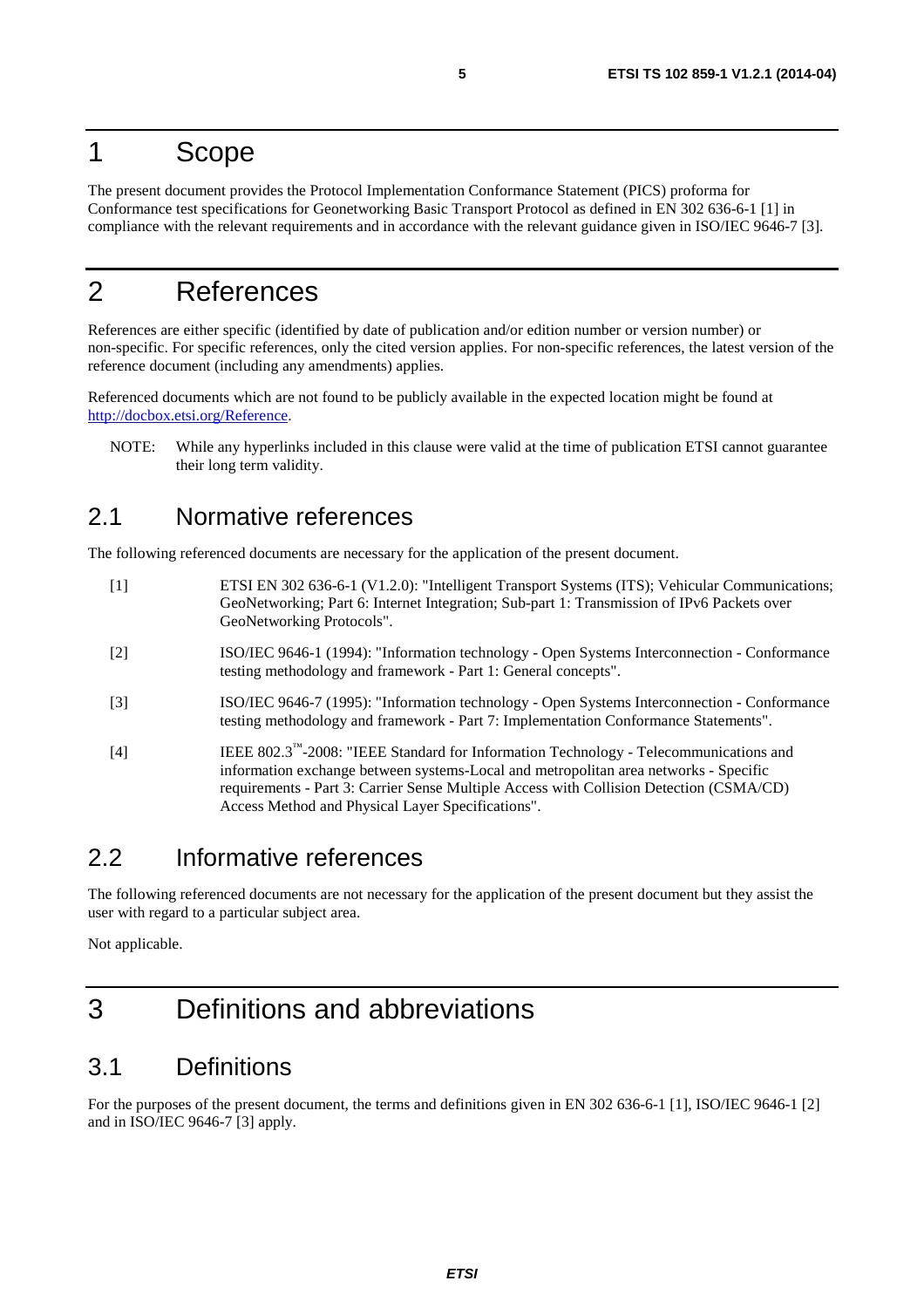# 1 Scope

The present document provides the Protocol Implementation Conformance Statement (PICS) proforma for Conformance test specifications for Geonetworking Basic Transport Protocol as defined in EN 302 636-6-1 [1] in compliance with the relevant requirements and in accordance with the relevant guidance given in ISO/IEC 9646-7 [3].

# 2 References

References are either specific (identified by date of publication and/or edition number or version number) or non-specific. For specific references, only the cited version applies. For non-specific references, the latest version of the reference document (including any amendments) applies.

Referenced documents which are not found to be publicly available in the expected location might be found at http://docbox.etsi.org/Reference.

NOTE: While any hyperlinks included in this clause were valid at the time of publication ETSI cannot guarantee their long term validity.

## 2.1 Normative references

The following referenced documents are necessary for the application of the present document.

[1] ETSI EN 302 636-6-1 (V1.2.0): "Intelligent Transport Systems (ITS); Vehicular Communications; GeoNetworking; Part 6: Internet Integration; Sub-part 1: Transmission of IPv6 Packets over GeoNetworking Protocols".

[2] ISO/IEC 9646-1 (1994): "Information technology - Open Systems Interconnection - Conformance testing methodology and framework - Part 1: General concepts".

[3] ISO/IEC 9646-7 (1995): "Information technology - Open Systems Interconnection - Conformance testing methodology and framework - Part 7: Implementation Conformance Statements".

[4] IEEE 802.3™-2008: "IEEE Standard for Information Technology - Telecommunications and information exchange between systems-Local and metropolitan area networks - Specific requirements - Part 3: Carrier Sense Multiple Access with Collision Detection (CSMA/CD) Access Method and Physical Layer Specifications".

## 2.2 Informative references

The following referenced documents are not necessary for the application of the present document but they assist the user with regard to a particular subject area.

Not applicable.

# 3 Definitions and abbreviations

## 3.1 Definitions

For the purposes of the present document, the terms and definitions given in EN 302 636-6-1 [1], ISO/IEC 9646-1 [2] and in ISO/IEC 9646-7 [3] apply.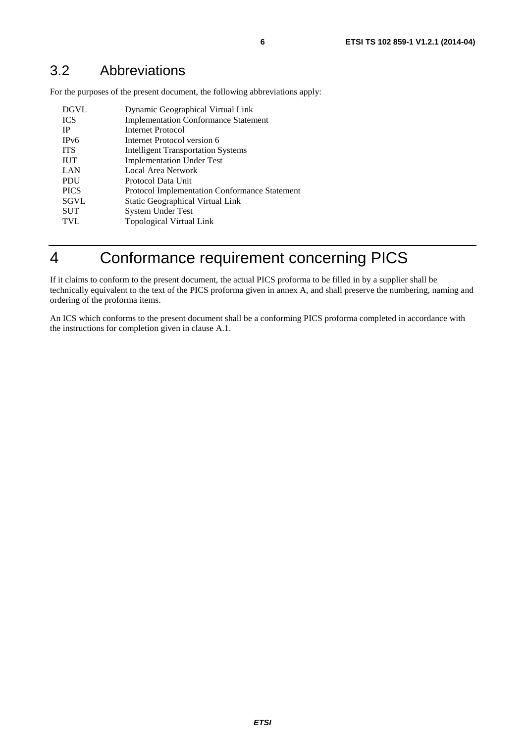## 3.2 Abbreviations

For the purposes of the present document, the following abbreviations apply:

| | |
|---|---|
| DGVL | Dynamic Geographical Virtual Link |
| ICS | Implementation Conformance Statement |
| IP | Internet Protocol |
| IPv6 | Internet Protocol version 6 |
| ITS | Intelligent Transportation Systems |
| IUT | Implementation Under Test |
| LAN | Local Area Network |
| PDU | Protocol Data Unit |
| PICS | Protocol Implementation Conformance Statement |
| SGVL | Static Geographical Virtual Link |
| SUT | System Under Test |
| TVL | Topological Virtual Link |

# 4 Conformance requirement concerning PICS

If it claims to conform to the present document, the actual PICS proforma to be filled in by a supplier shall be technically equivalent to the text of the PICS proforma given in annex A, and shall preserve the numbering, naming and ordering of the proforma items.

An ICS which conforms to the present document shall be a conforming PICS proforma completed in accordance with the instructions for completion given in clause A.1.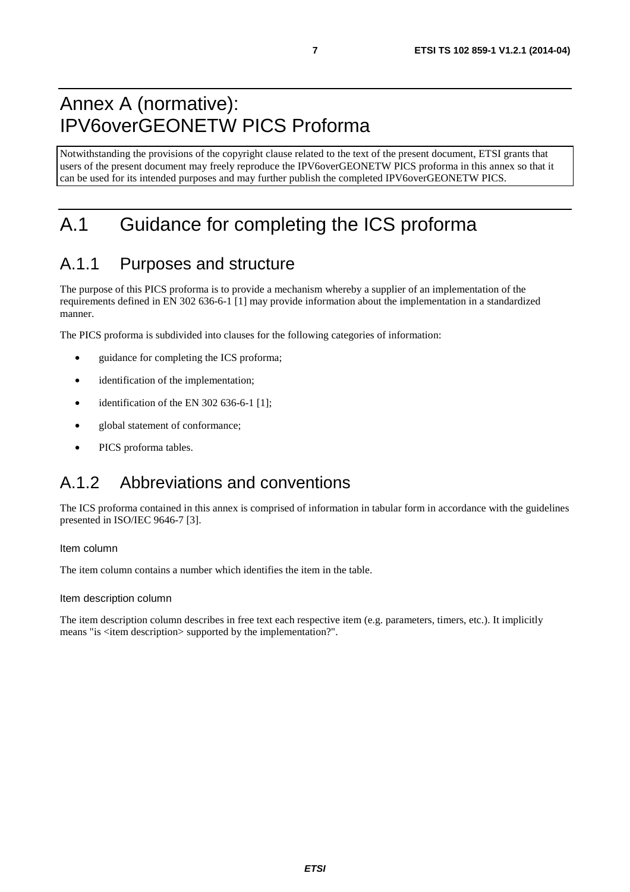# Annex A (normative): IPV6overGEONETW PICS Proforma

Notwithstanding the provisions of the copyright clause related to the text of the present document, ETSI grants that users of the present document may freely reproduce the IPV6overGEONETW PICS proforma in this annex so that it can be used for its intended purposes and may further publish the completed IPV6overGEONETW PICS.

# A.1 Guidance for completing the ICS proforma

## A.1.1 Purposes and structure

The purpose of this PICS proforma is to provide a mechanism whereby a supplier of an implementation of the requirements defined in EN 302 636-6-1 [1] may provide information about the implementation in a standardized manner.

The PICS proforma is subdivided into clauses for the following categories of information:

- guidance for completing the ICS proforma;
- identification of the implementation;
- identification of the EN 302 636-6-1 [1];
- global statement of conformance;
- PICS proforma tables.

## A.1.2 Abbreviations and conventions

The ICS proforma contained in this annex is comprised of information in tabular form in accordance with the guidelines presented in ISO/IEC 9646-7 [3].

#### Item column

The item column contains a number which identifies the item in the table.

#### Item description column

The item description column describes in free text each respective item (e.g. parameters, timers, etc.). It implicitly means "is <item description> supported by the implementation?".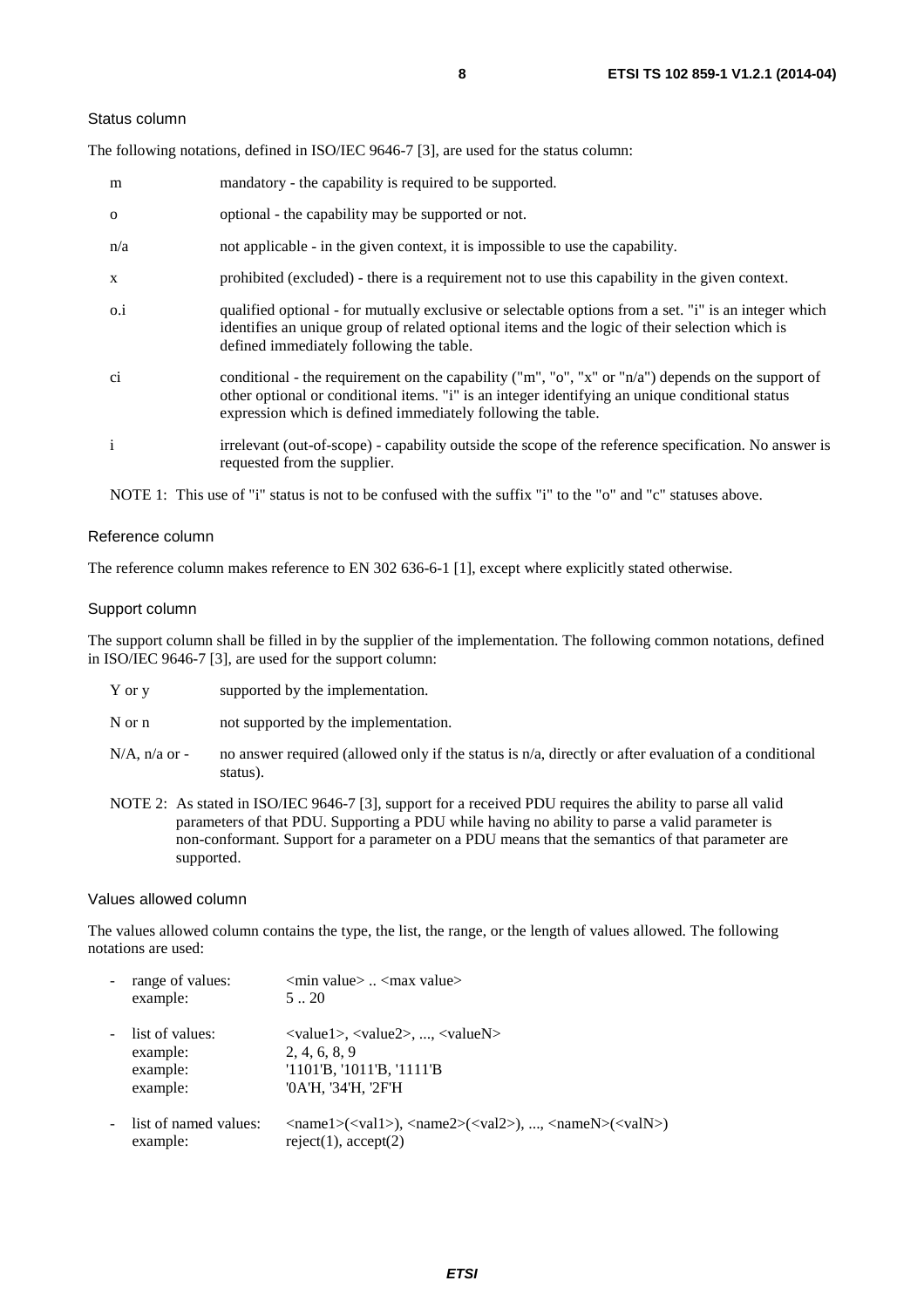#### Status column

The following notations, defined in ISO/IEC 9646-7 [3], are used for the status column:

| | |
|---|---|
| m | mandatory - the capability is required to be supported. |
| o | optional - the capability may be supported or not. |
| n/a | not applicable - in the given context, it is impossible to use the capability. |
| x | prohibited (excluded) - there is a requirement not to use this capability in the given context. |
| o.i | qualified optional - for mutually exclusive or selectable options from a set. "i" is an integer which identifies an unique group of related optional items and the logic of their selection which is defined immediately following the table. |
| ci | conditional - the requirement on the capability ("m", "o", "x" or "n/a") depends on the support of other optional or conditional items. "i" is an integer identifying an unique conditional status expression which is defined immediately following the table. |
| i | irrelevant (out-of-scope) - capability outside the scope of the reference specification. No answer is requested from the supplier. |

NOTE 1: This use of "i" status is not to be confused with the suffix "i" to the "o" and "c" statuses above.

#### Reference column

The reference column makes reference to EN 302 636-6-1 [1], except where explicitly stated otherwise.

#### Support column

The support column shall be filled in by the supplier of the implementation. The following common notations, defined in ISO/IEC 9646-7 [3], are used for the support column:

| | |
|---|---|
| Y or y | supported by the implementation. |
| N or n | not supported by the implementation. |
| N/A, n/a or - | no answer required (allowed only if the status is n/a, directly or after evaluation of a conditional status). |

NOTE 2: As stated in ISO/IEC 9646-7 [3], support for a received PDU requires the ability to parse all valid parameters of that PDU. Supporting a PDU while having no ability to parse a valid parameter is non-conformant. Support for a parameter on a PDU means that the semantics of that parameter are supported.

#### Values allowed column

The values allowed column contains the type, the list, the range, or the length of values allowed. The following notations are used:

- range of values: <min value> .. <max value>
  example: 5 .. 20
- list of values: <value1>, <value2>, ..., <valueN>
  example: 2, 4, 6, 8, 9
  example: '1101'B, '1011'B, '1111'B
  example: '0A'H, '34'H, '2F'H
- list of named values: <name1>(<val1>), <name2>(<val2>), ..., <nameN>(<valN>)
  example: reject(1), accept(2)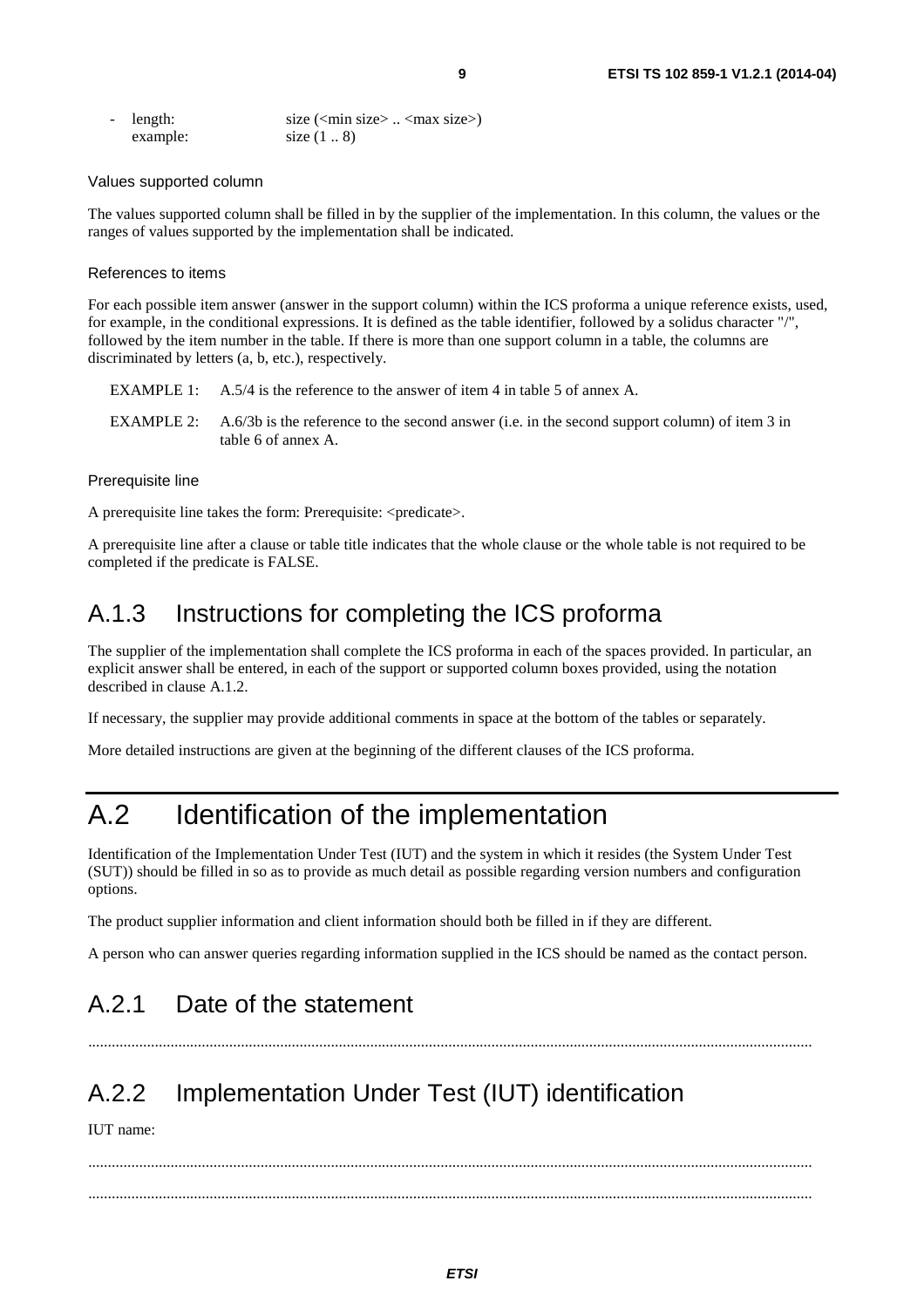- length: size (<min size> .. <max size>)
  example: size (1 .. 8)

Values supported column

The values supported column shall be filled in by the supplier of the implementation. In this column, the values or the ranges of values supported by the implementation shall be indicated.

References to items

For each possible item answer (answer in the support column) within the ICS proforma a unique reference exists, used, for example, in the conditional expressions. It is defined as the table identifier, followed by a solidus character "/", followed by the item number in the table. If there is more than one support column in a table, the columns are discriminated by letters (a, b, etc.), respectively.

EXAMPLE 1: A.5/4 is the reference to the answer of item 4 in table 5 of annex A.

EXAMPLE 2: A.6/3b is the reference to the second answer (i.e. in the second support column) of item 3 in table 6 of annex A.

Prerequisite line

A prerequisite line takes the form: Prerequisite: <predicate>.

A prerequisite line after a clause or table title indicates that the whole clause or the whole table is not required to be completed if the predicate is FALSE.

## A.1.3 Instructions for completing the ICS proforma

The supplier of the implementation shall complete the ICS proforma in each of the spaces provided. In particular, an explicit answer shall be entered, in each of the support or supported column boxes provided, using the notation described in clause A.1.2.

If necessary, the supplier may provide additional comments in space at the bottom of the tables or separately.

More detailed instructions are given at the beginning of the different clauses of the ICS proforma.

# A.2 Identification of the implementation

Identification of the Implementation Under Test (IUT) and the system in which it resides (the System Under Test (SUT)) should be filled in so as to provide as much detail as possible regarding version numbers and configuration options.

The product supplier information and client information should both be filled in if they are different.

A person who can answer queries regarding information supplied in the ICS should be named as the contact person.

## A.2.1 Date of the statement

.........................................................................................................................................................................

## A.2.2 Implementation Under Test (IUT) identification

IUT name:

.........................................................................................................................................................................

.........................................................................................................................................................................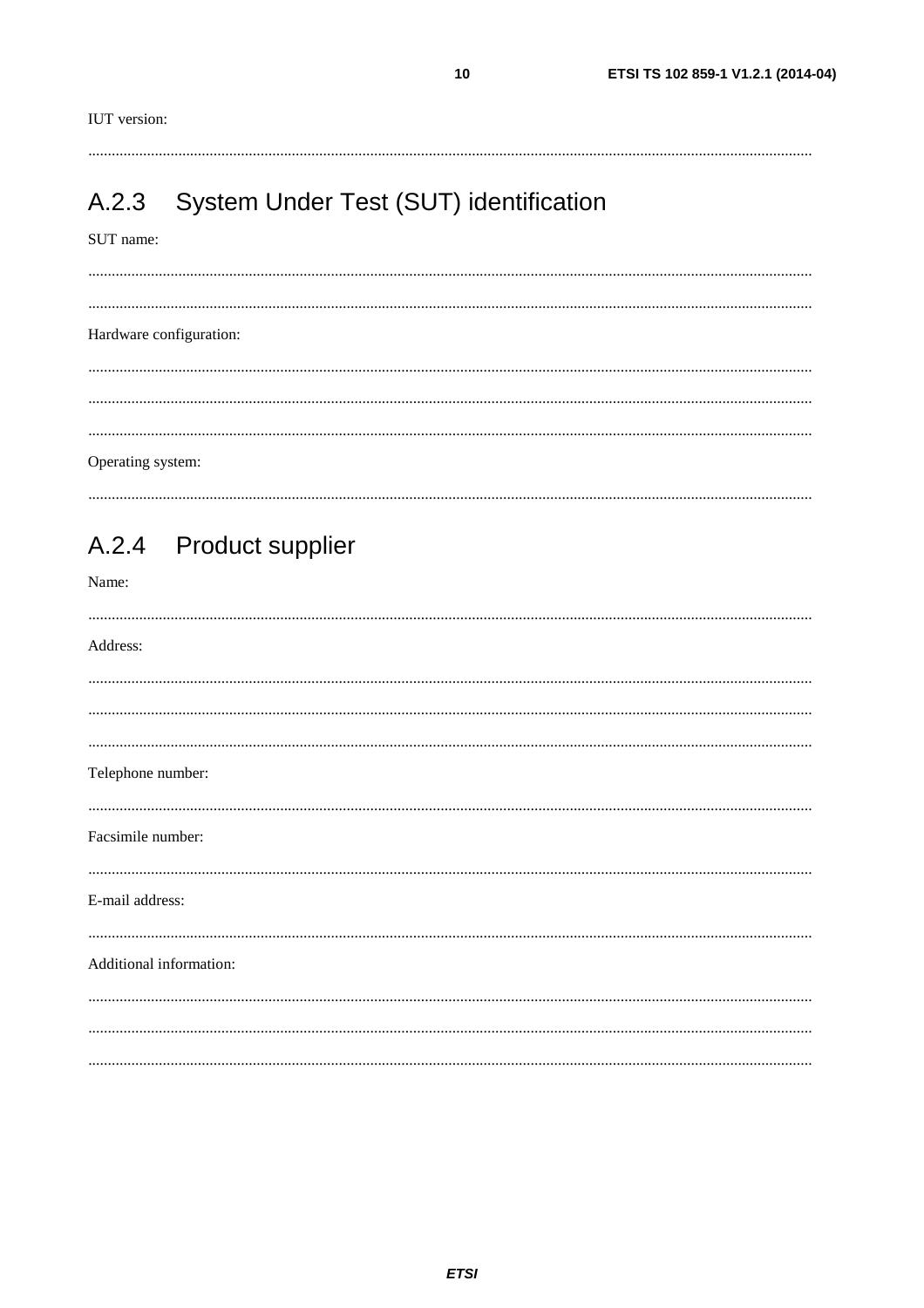IUT version:

......................................................................................................................................................................

## A.2.3 System Under Test (SUT) identification

SUT name:

......................................................................................................................................................................

......................................................................................................................................................................

Hardware configuration:

......................................................................................................................................................................

......................................................................................................................................................................

......................................................................................................................................................................

Operating system:

......................................................................................................................................................................

## A.2.4 Product supplier

Name:

......................................................................................................................................................................

Address:

......................................................................................................................................................................

......................................................................................................................................................................

......................................................................................................................................................................

Telephone number:

......................................................................................................................................................................

Facsimile number:

......................................................................................................................................................................

E-mail address:

......................................................................................................................................................................

Additional information:

......................................................................................................................................................................

......................................................................................................................................................................

......................................................................................................................................................................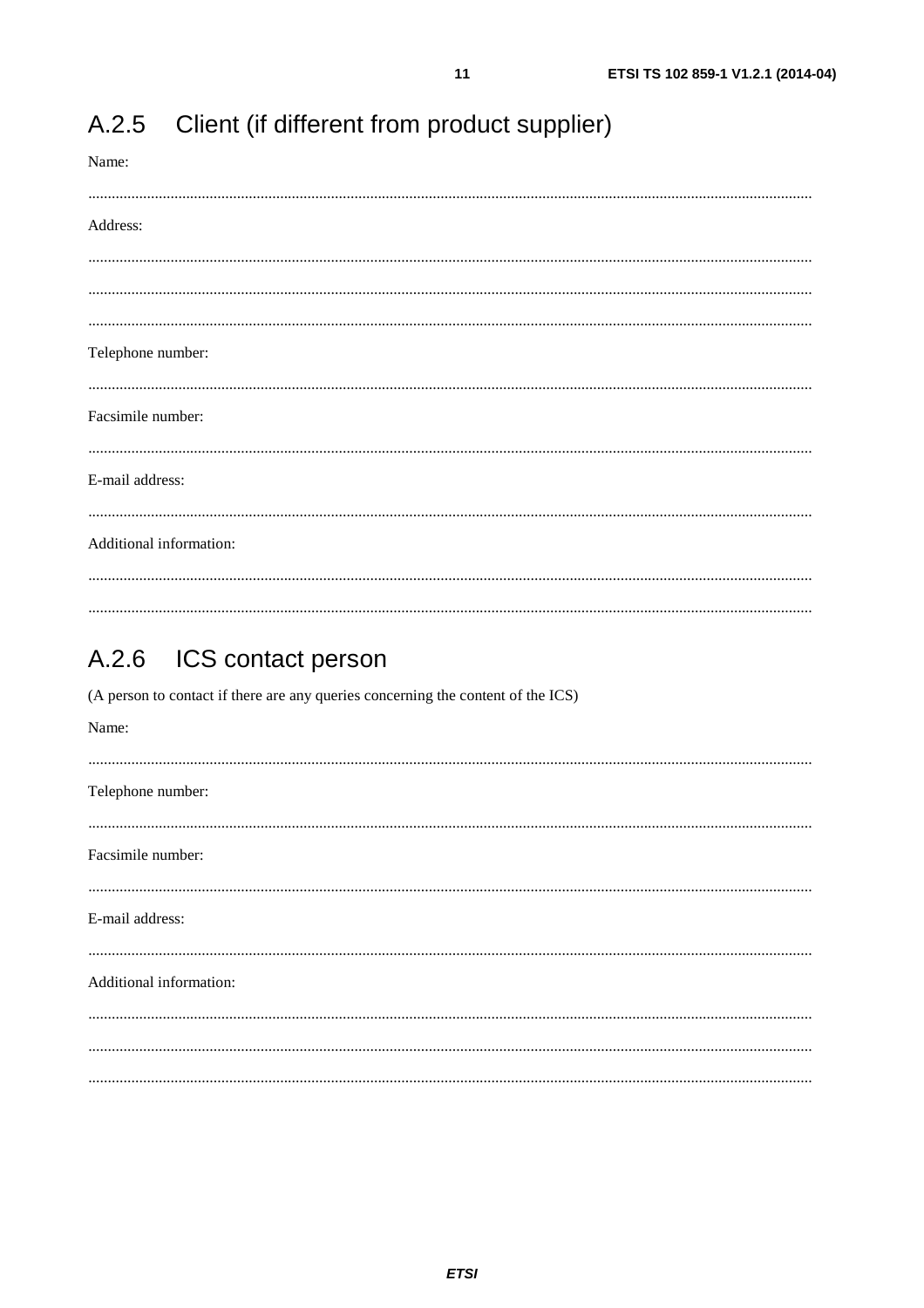## A.2.5 Client (if different from product supplier)

Name:

.......................................................................................................................................................................

Address:

.......................................................................................................................................................................

.......................................................................................................................................................................

.......................................................................................................................................................................

Telephone number:

.......................................................................................................................................................................

Facsimile number:

.......................................................................................................................................................................

E-mail address:

.......................................................................................................................................................................

Additional information:

.......................................................................................................................................................................

.......................................................................................................................................................................

## A.2.6 ICS contact person

(A person to contact if there are any queries concerning the content of the ICS)

Name:

.......................................................................................................................................................................

Telephone number:

.......................................................................................................................................................................

Facsimile number:

.......................................................................................................................................................................

E-mail address:

.......................................................................................................................................................................

Additional information:

.......................................................................................................................................................................

.......................................................................................................................................................................

.......................................................................................................................................................................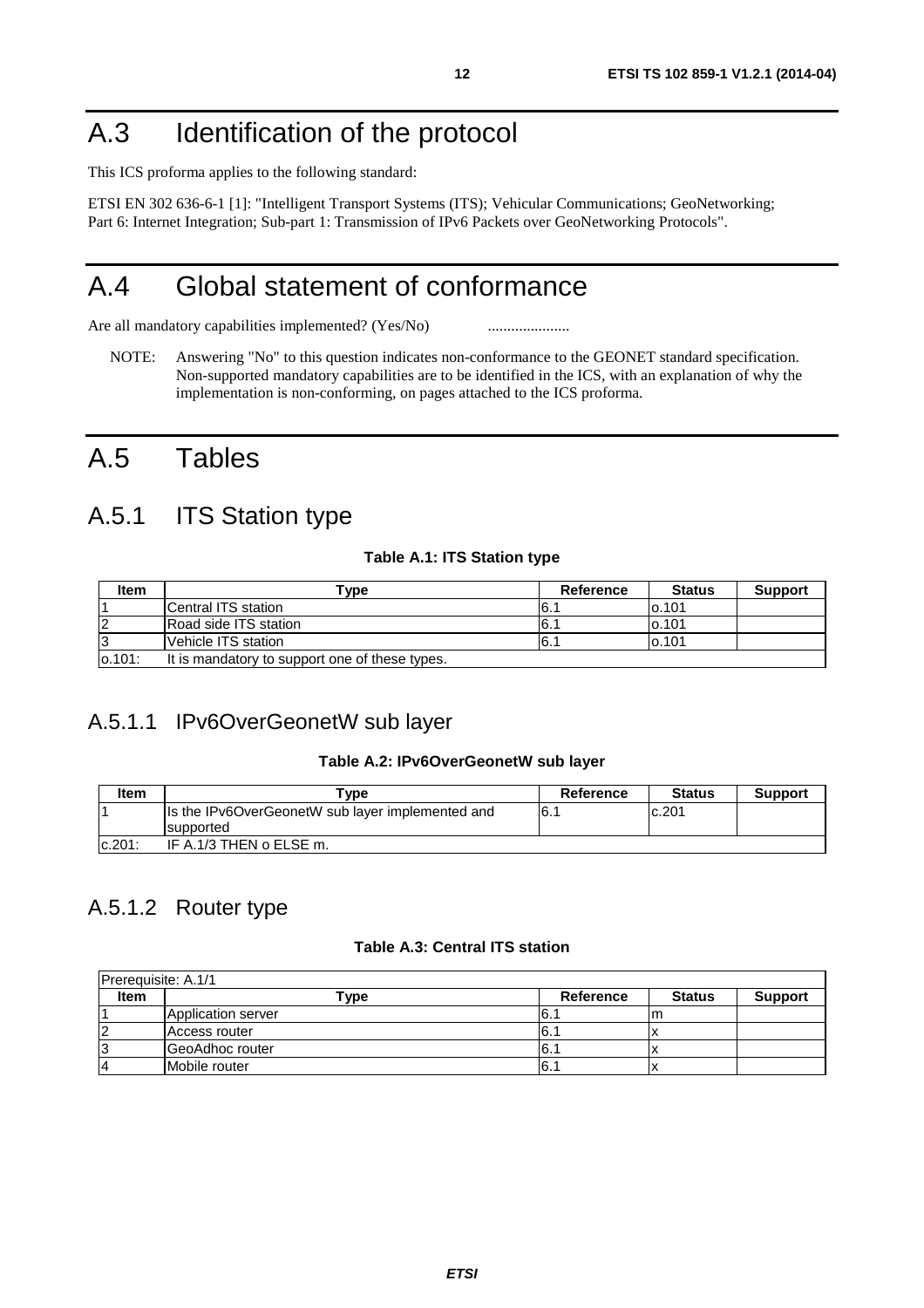# A.3 Identification of the protocol

This ICS proforma applies to the following standard:

ETSI EN 302 636-6-1 [1]: "Intelligent Transport Systems (ITS); Vehicular Communications; GeoNetworking; Part 6: Internet Integration; Sub-part 1: Transmission of IPv6 Packets over GeoNetworking Protocols".

# A.4 Global statement of conformance

Are all mandatory capabilities implemented? (Yes/No) .....................

NOTE: Answering "No" to this question indicates non-conformance to the GEONET standard specification. Non-supported mandatory capabilities are to be identified in the ICS, with an explanation of why the implementation is non-conforming, on pages attached to the ICS proforma.

# A.5 Tables

## A.5.1 ITS Station type

**Table A.1: ITS Station type**

| Item | Type | Reference | Status | Support |
|---|---|---|---|---|
| 1 | Central ITS station | 6.1 | o.101 | |
| 2 | Road side ITS station | 6.1 | o.101 | |
| 3 | Vehicle ITS station | 6.1 | o.101 | |
| o.101: | It is mandatory to support one of these types. | | | |

### A.5.1.1 IPv6OverGeonetW sub layer

**Table A.2: IPv6OverGeonetW sub layer**

| Item | Type | Reference | Status | Support |
|---|---|---|---|---|
| 1 | Is the IPv6OverGeonetW sub layer implemented and supported | 6.1 | c.201 | |
| c.201: | IF A.1/3 THEN o ELSE m. | | | |

### A.5.1.2 Router type

**Table A.3: Central ITS station**

| Prerequisite: A.1/1 | | | | |
|---|---|---|---|---|
| **Item** | **Type** | **Reference** | **Status** | **Support** |
| 1 | Application server | 6.1 | m | |
| 2 | Access router | 6.1 | x | |
| 3 | GeoAdhoc router | 6.1 | x | |
| 4 | Mobile router | 6.1 | x | |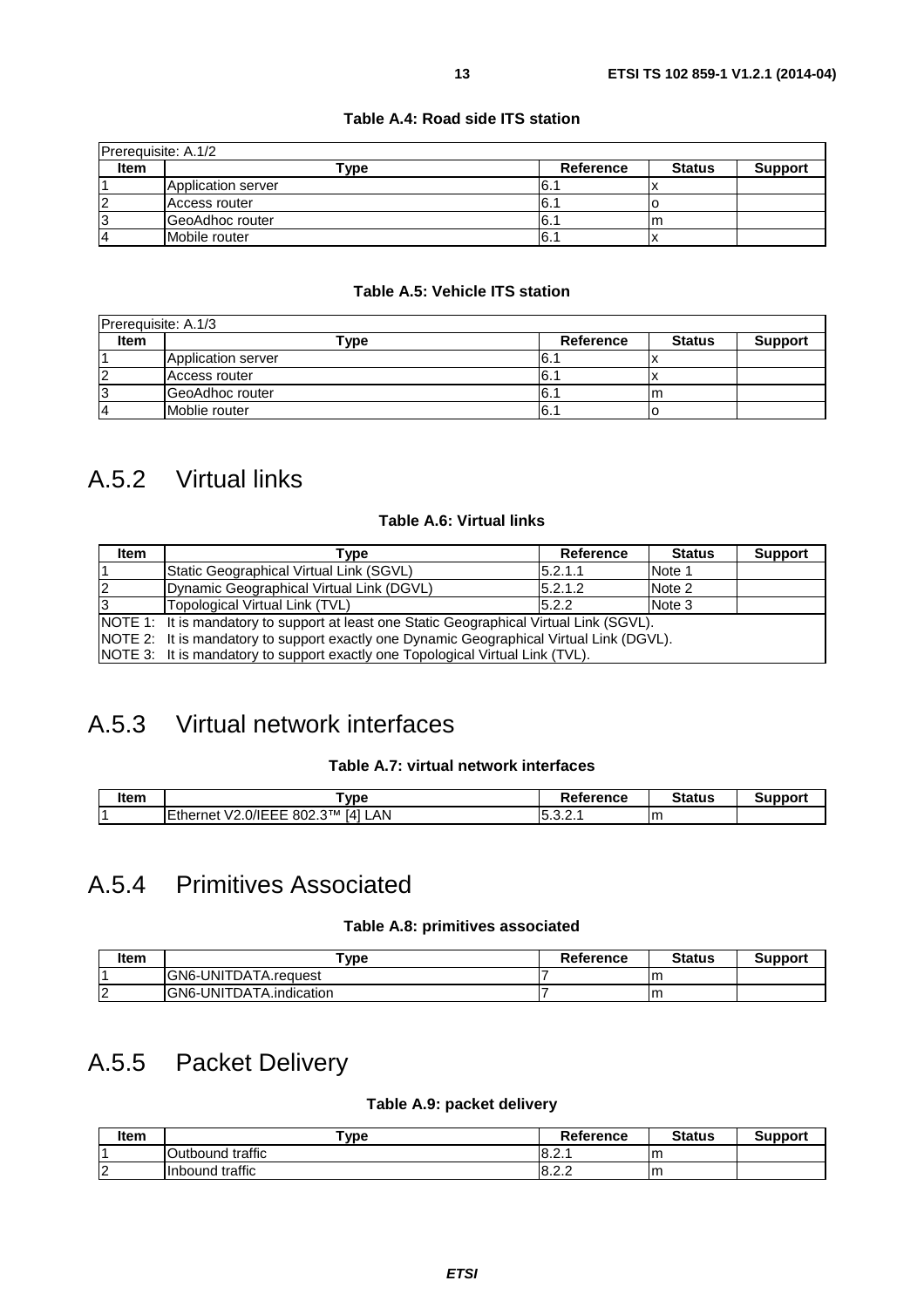**Table A.4: Road side ITS station**

| Prerequisite: A.1/2 | | | | |
|---|---|---|---|---|
| **Item** | **Type** | **Reference** | **Status** | **Support** |
| 1 | Application server | 6.1 | x | |
| 2 | Access router | 6.1 | o | |
| 3 | GeoAdhoc router | 6.1 | m | |
| 4 | Mobile router | 6.1 | x | |

**Table A.5: Vehicle ITS station**

| Prerequisite: A.1/3 | | | | |
|---|---|---|---|---|
| **Item** | **Type** | **Reference** | **Status** | **Support** |
| 1 | Application server | 6.1 | x | |
| 2 | Access router | 6.1 | x | |
| 3 | GeoAdhoc router | 6.1 | m | |
| 4 | Moblie router | 6.1 | o | |

# A.5.2 Virtual links

**Table A.6: Virtual links**

| Item | Type | Reference | Status | Support |
|---|---|---|---|---|
| 1 | Static Geographical Virtual Link (SGVL) | 5.2.1.1 | Note 1 | |
| 2 | Dynamic Geographical Virtual Link (DGVL) | 5.2.1.2 | Note 2 | |
| 3 | Topological Virtual Link (TVL) | 5.2.2 | Note 3 | |
| NOTE 1: It is mandatory to support at least one Static Geographical Virtual Link (SGVL).<br>NOTE 2: It is mandatory to support exactly one Dynamic Geographical Virtual Link (DGVL).<br>NOTE 3: It is mandatory to support exactly one Topological Virtual Link (TVL). | | | | |

# A.5.3 Virtual network interfaces

**Table A.7: virtual network interfaces**

| Item | Type | Reference | Status | Support |
|---|---|---|---|---|
| 1 | Ethernet V2.0/IEEE 802.3™ [4] LAN | 5.3.2.1 | m | |

# A.5.4 Primitives Associated

**Table A.8: primitives associated**

| Item | Type | Reference | Status | Support |
|---|---|---|---|---|
| 1 | GN6-UNITDATA.request | 7 | m | |
| 2 | GN6-UNITDATA.indication | 7 | m | |

# A.5.5 Packet Delivery

**Table A.9: packet delivery**

| Item | Type | Reference | Status | Support |
|---|---|---|---|---|
| 1 | Outbound traffic | 8.2.1 | m | |
| 2 | Inbound traffic | 8.2.2 | m | |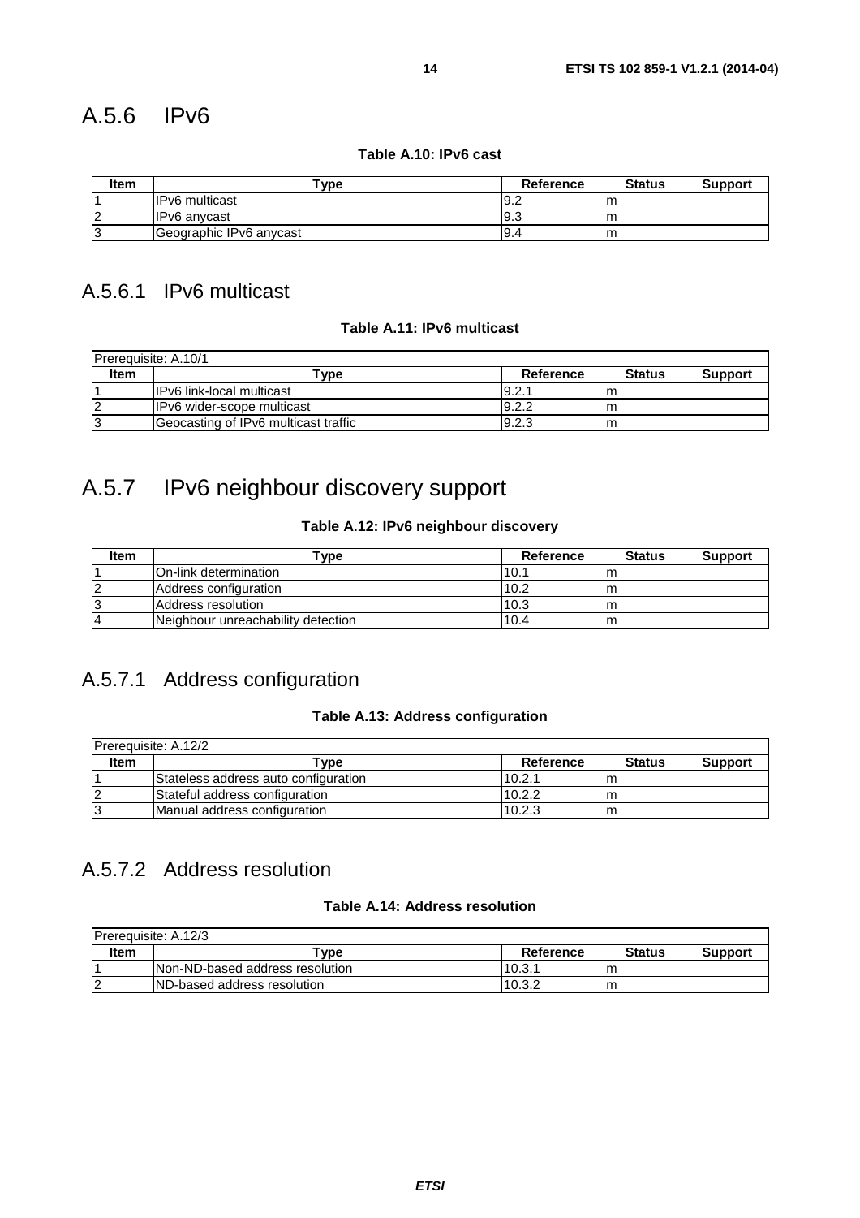## A.5.6 IPv6

**Table A.10: IPv6 cast**

| Item | Type | Reference | Status | Support |
|---|---|---|---|---|
| 1 | IPv6 multicast | 9.2 | m | |
| 2 | IPv6 anycast | 9.3 | m | |
| 3 | Geographic IPv6 anycast | 9.4 | m | |

### A.5.6.1 IPv6 multicast

**Table A.11: IPv6 multicast**

| Prerequisite: A.10/1 | | | | |
|---|---|---|---|---|
| **Item** | **Type** | **Reference** | **Status** | **Support** |
| 1 | IPv6 link-local multicast | 9.2.1 | m | |
| 2 | IPv6 wider-scope multicast | 9.2.2 | m | |
| 3 | Geocasting of IPv6 multicast traffic | 9.2.3 | m | |

## A.5.7 IPv6 neighbour discovery support

**Table A.12: IPv6 neighbour discovery**

| Item | Type | Reference | Status | Support |
|---|---|---|---|---|
| 1 | On-link determination | 10.1 | m | |
| 2 | Address configuration | 10.2 | m | |
| 3 | Address resolution | 10.3 | m | |
| 4 | Neighbour unreachability detection | 10.4 | m | |

### A.5.7.1 Address configuration

**Table A.13: Address configuration**

| Prerequisite: A.12/2 | | | | |
|---|---|---|---|---|
| **Item** | **Type** | **Reference** | **Status** | **Support** |
| 1 | Stateless address auto configuration | 10.2.1 | m | |
| 2 | Stateful address configuration | 10.2.2 | m | |
| 3 | Manual address configuration | 10.2.3 | m | |

### A.5.7.2 Address resolution

**Table A.14: Address resolution**

| Prerequisite: A.12/3 | | | | |
|---|---|---|---|---|
| **Item** | **Type** | **Reference** | **Status** | **Support** |
| 1 | Non-ND-based address resolution | 10.3.1 | m | |
| 2 | ND-based address resolution | 10.3.2 | m | |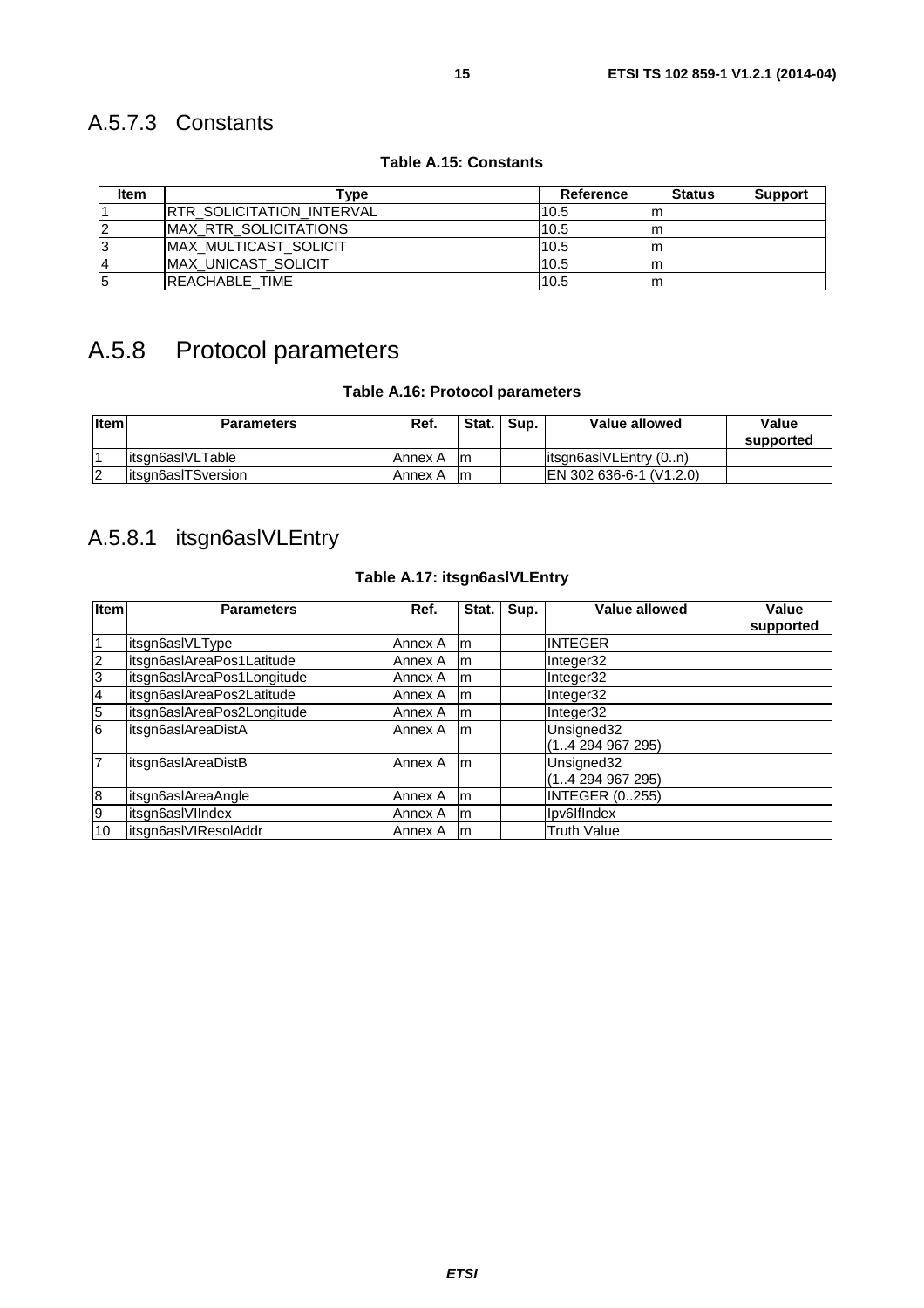### A.5.7.3 Constants

**Table A.15: Constants**

| Item | Type | Reference | Status | Support |
|---|---|---|---|---|
| 1 | RTR_SOLICITATION_INTERVAL | 10.5 | m | |
| 2 | MAX_RTR_SOLICITATIONS | 10.5 | m | |
| 3 | MAX_MULTICAST_SOLICIT | 10.5 | m | |
| 4 | MAX_UNICAST_SOLICIT | 10.5 | m | |
| 5 | REACHABLE_TIME | 10.5 | m | |

## A.5.8 Protocol parameters

**Table A.16: Protocol parameters**

| Item | Parameters | Ref. | Stat. | Sup. | Value allowed | Value supported |
|---|---|---|---|---|---|---|
| 1 | itsgn6aslVLTable | Annex A | m | | itsgn6aslVLEntry (0..n) | |
| 2 | itsgn6aslTSversion | Annex A | m | | EN 302 636-6-1 (V1.2.0) | |

### A.5.8.1 itsgn6aslVLEntry

**Table A.17: itsgn6aslVLEntry**

| Item | Parameters | Ref. | Stat. | Sup. | Value allowed | Value supported |
|---|---|---|---|---|---|---|
| 1 | itsgn6aslVLType | Annex A | m | | INTEGER | |
| 2 | itsgn6aslAreaPos1Latitude | Annex A | m | | Integer32 | |
| 3 | itsgn6aslAreaPos1Longitude | Annex A | m | | Integer32 | |
| 4 | itsgn6aslAreaPos2Latitude | Annex A | m | | Integer32 | |
| 5 | itsgn6aslAreaPos2Longitude | Annex A | m | | Integer32 | |
| 6 | itsgn6aslAreaDistA | Annex A | m | | Unsigned32 (1..4 294 967 295) | |
| 7 | itsgn6aslAreaDistB | Annex A | m | | Unsigned32 (1..4 294 967 295) | |
| 8 | itsgn6aslAreaAngle | Annex A | m | | INTEGER (0..255) | |
| 9 | itsgn6aslVIIndex | Annex A | m | | Ipv6IfIndex | |
| 10 | itsgn6aslVIResolAddr | Annex A | m | | Truth Value | |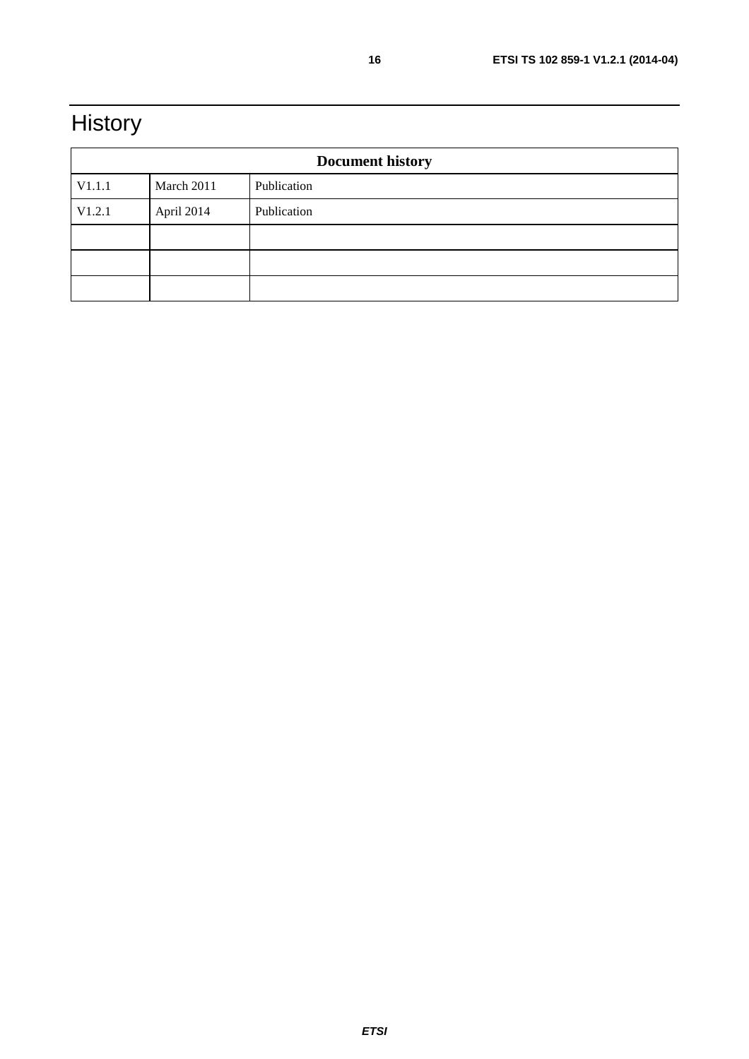# History

| Document history | | |
|---|---|---|
| V1.1.1 | March 2011 | Publication |
| V1.2.1 | April 2014 | Publication |
| | | |
| | | |
| | | |